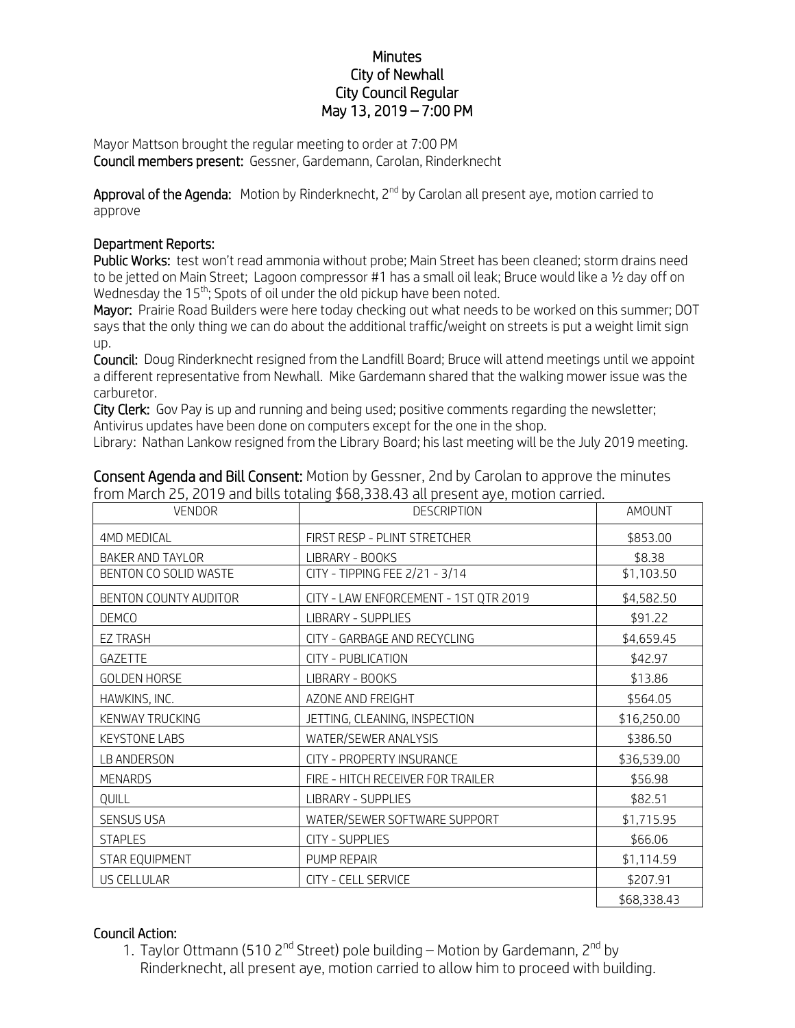# Minutes
## City of Newhall
## City Council Regular
## May 13, 2019 – 7:00 PM

Mayor Mattson brought the regular meeting to order at 7:00 PM
**Council members present:** Gessner, Gardemann, Carolan, Rinderknecht

**Approval of the Agenda:** Motion by Rinderknecht, 2nd by Carolan all present aye, motion carried to approve

**Department Reports:**

**Public Works:** test won't read ammonia without probe; Main Street has been cleaned; storm drains need to be jetted on Main Street; Lagoon compressor #1 has a small oil leak; Bruce would like a ½ day off on Wednesday the 15th; Spots of oil under the old pickup have been noted.

**Mayor:** Prairie Road Builders were here today checking out what needs to be worked on this summer; DOT says that the only thing we can do about the additional traffic/weight on streets is put a weight limit sign up.

**Council:** Doug Rinderknecht resigned from the Landfill Board; Bruce will attend meetings until we appoint a different representative from Newhall. Mike Gardemann shared that the walking mower issue was the carburetor.

**City Clerk:** Gov Pay is up and running and being used; positive comments regarding the newsletter; Antivirus updates have been done on computers except for the one in the shop.

Library: Nathan Lankow resigned from the Library Board; his last meeting will be the July 2019 meeting.

**Consent Agenda and Bill Consent:** Motion by Gessner, 2nd by Carolan to approve the minutes from March 25, 2019 and bills totaling $68,338.43 all present aye, motion carried.

| VENDOR | DESCRIPTION | AMOUNT |
|---|---|---|
| 4MD MEDICAL | FIRST RESP - PLINT STRETCHER | $853.00 |
| BAKER AND TAYLOR | LIBRARY - BOOKS | $8.38 |
| BENTON CO SOLID WASTE | CITY - TIPPING FEE 2/21 - 3/14 | $1,103.50 |
| BENTON COUNTY AUDITOR | CITY - LAW ENFORCEMENT - 1ST QTR 2019 | $4,582.50 |
| DEMCO | LIBRARY - SUPPLIES | $91.22 |
| EZ TRASH | CITY - GARBAGE AND RECYCLING | $4,659.45 |
| GAZETTE | CITY - PUBLICATION | $42.97 |
| GOLDEN HORSE | LIBRARY - BOOKS | $13.86 |
| HAWKINS, INC. | AZONE AND FREIGHT | $564.05 |
| KENWAY TRUCKING | JETTING, CLEANING, INSPECTION | $16,250.00 |
| KEYSTONE LABS | WATER/SEWER ANALYSIS | $386.50 |
| LB ANDERSON | CITY - PROPERTY INSURANCE | $36,539.00 |
| MENARDS | FIRE - HITCH RECEIVER FOR TRAILER | $56.98 |
| QUILL | LIBRARY - SUPPLIES | $82.51 |
| SENSUS USA | WATER/SEWER SOFTWARE SUPPORT | $1,715.95 |
| STAPLES | CITY - SUPPLIES | $66.06 |
| STAR EQUIPMENT | PUMP REPAIR | $1,114.59 |
| US CELLULAR | CITY - CELL SERVICE | $207.91 |
| | | $68,338.43 |

**Council Action:**

1. Taylor Ottmann (510 2nd Street) pole building – Motion by Gardemann, 2nd by Rinderknecht, all present aye, motion carried to allow him to proceed with building.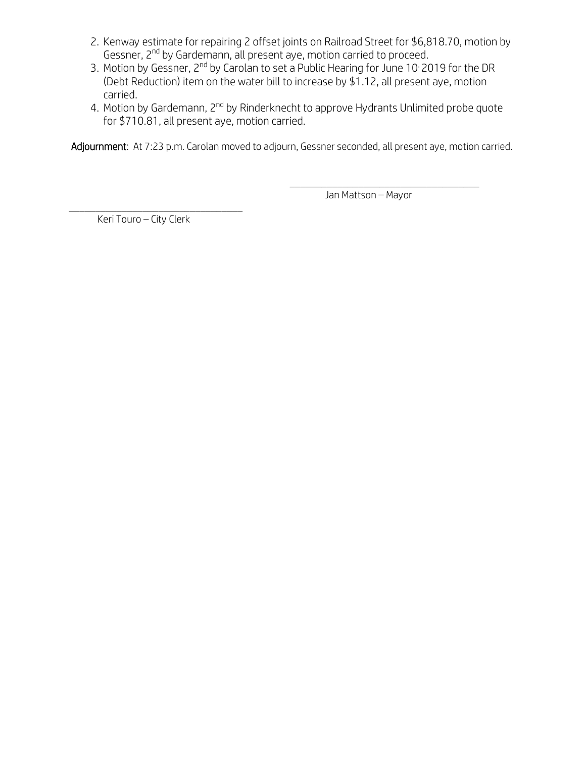2. Kenway estimate for repairing 2 offset joints on Railroad Street for $6,818.70, motion by Gessner, 2nd by Gardemann, all present aye, motion carried to proceed.
3. Motion by Gessner, 2nd by Carolan to set a Public Hearing for June 10, 2019 for the DR (Debt Reduction) item on the water bill to increase by $1.12, all present aye, motion carried.
4. Motion by Gardemann, 2nd by Rinderknecht to approve Hydrants Unlimited probe quote for $710.81, all present aye, motion carried.

**Adjournment**: At 7:23 p.m. Carolan moved to adjourn, Gessner seconded, all present aye, motion carried.

\_\_\_\_\_\_\_\_\_\_\_\_\_\_\_\_\_\_\_\_\_\_\_\_\_\_\_\_\_\_\_\_\_\_\_\_\_\_\_\_

Jan Mattson – Mayor

\_\_\_\_\_\_\_\_\_\_\_\_\_\_\_\_\_\_\_\_\_\_\_\_\_\_\_\_\_\_\_\_\_\_\_\_\_\_\_\_

Keri Touro – City Clerk